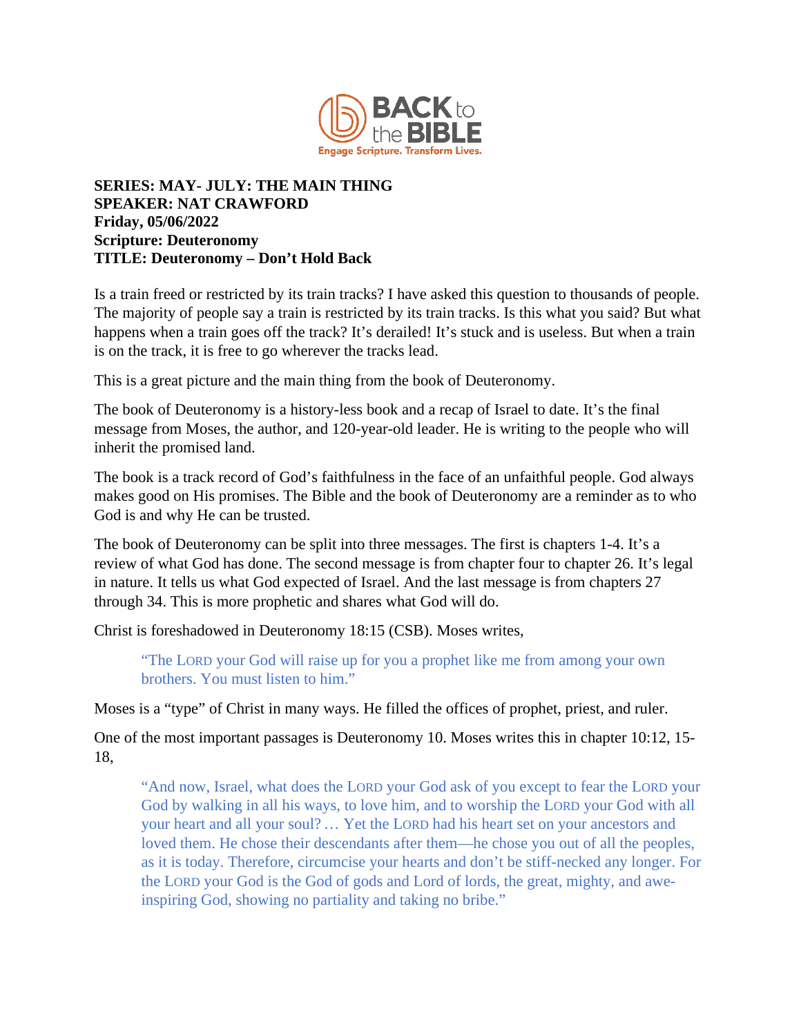**SERIES: MAY- JULY: THE MAIN THING**
**SPEAKER: NAT CRAWFORD**
**Friday, 05/06/2022**
**Scripture: Deuteronomy**
**TITLE: Deuteronomy – Don't Hold Back**

Is a train freed or restricted by its train tracks? I have asked this question to thousands of people. The majority of people say a train is restricted by its train tracks. Is this what you said? But what happens when a train goes off the track? It's derailed! It's stuck and is useless. But when a train is on the track, it is free to go wherever the tracks lead.

This is a great picture and the main thing from the book of Deuteronomy.

The book of Deuteronomy is a history-less book and a recap of Israel to date. It's the final message from Moses, the author, and 120-year-old leader. He is writing to the people who will inherit the promised land.

The book is a track record of God's faithfulness in the face of an unfaithful people. God always makes good on His promises. The Bible and the book of Deuteronomy are a reminder as to who God is and why He can be trusted.

The book of Deuteronomy can be split into three messages. The first is chapters 1-4. It's a review of what God has done. The second message is from chapter four to chapter 26. It's legal in nature. It tells us what God expected of Israel. And the last message is from chapters 27 through 34. This is more prophetic and shares what God will do.

Christ is foreshadowed in Deuteronomy 18:15 (CSB). Moses writes,

> "The LORD your God will raise up for you a prophet like me from among your own brothers. You must listen to him."

Moses is a "type" of Christ in many ways. He filled the offices of prophet, priest, and ruler.

One of the most important passages is Deuteronomy 10. Moses writes this in chapter 10:12, 15-18,

> "And now, Israel, what does the LORD your God ask of you except to fear the LORD your God by walking in all his ways, to love him, and to worship the LORD your God with all your heart and all your soul? … Yet the LORD had his heart set on your ancestors and loved them. He chose their descendants after them—he chose you out of all the peoples, as it is today. Therefore, circumcise your hearts and don't be stiff-necked any longer. For the LORD your God is the God of gods and Lord of lords, the great, mighty, and awe-inspiring God, showing no partiality and taking no bribe."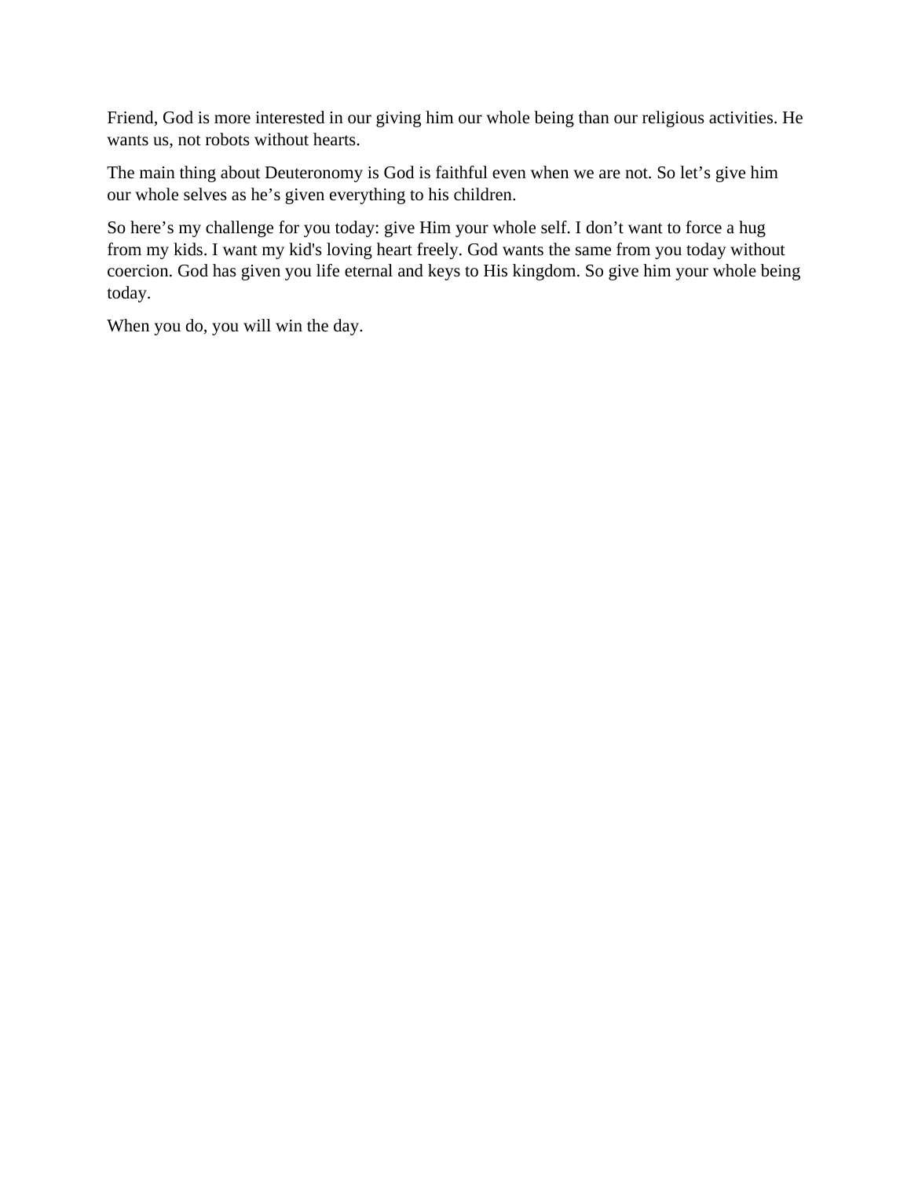Friend, God is more interested in our giving him our whole being than our religious activities. He wants us, not robots without hearts.

The main thing about Deuteronomy is God is faithful even when we are not. So let's give him our whole selves as he's given everything to his children.

So here's my challenge for you today: give Him your whole self. I don't want to force a hug from my kids. I want my kid's loving heart freely. God wants the same from you today without coercion. God has given you life eternal and keys to His kingdom. So give him your whole being today.

When you do, you will win the day.